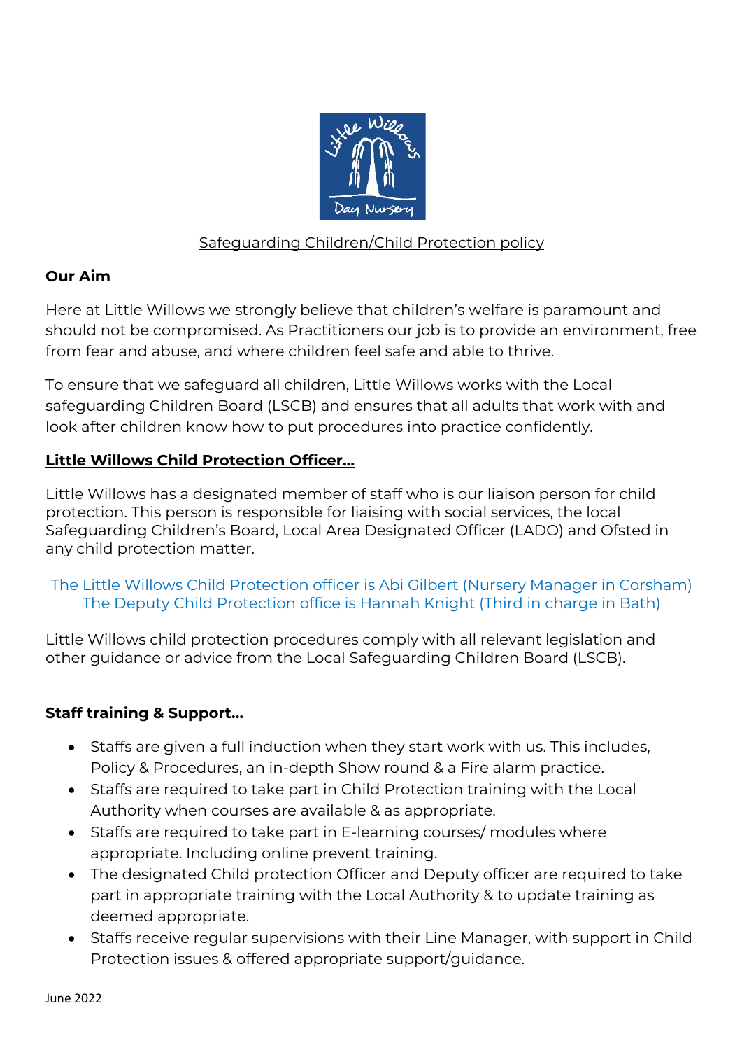Safeguarding Children/Child Protection policy

## Our Aim

Here at Little Willows we strongly believe that children's welfare is paramount and should not be compromised. As Practitioners our job is to provide an environment, free from fear and abuse, and where children feel safe and able to thrive.

To ensure that we safeguard all children, Little Willows works with the Local safeguarding Children Board (LSCB) and ensures that all adults that work with and look after children know how to put procedures into practice confidently.

## Little Willows Child Protection Officer…

Little Willows has a designated member of staff who is our liaison person for child protection. This person is responsible for liaising with social services, the local Safeguarding Children's Board, Local Area Designated Officer (LADO) and Ofsted in any child protection matter.

The Little Willows Child Protection officer is Abi Gilbert (Nursery Manager in Corsham)
The Deputy Child Protection office is Hannah Knight (Third in charge in Bath)

Little Willows child protection procedures comply with all relevant legislation and other guidance or advice from the Local Safeguarding Children Board (LSCB).

## Staff training & Support…

- Staffs are given a full induction when they start work with us. This includes, Policy & Procedures, an in-depth Show round & a Fire alarm practice.
- Staffs are required to take part in Child Protection training with the Local Authority when courses are available & as appropriate.
- Staffs are required to take part in E-learning courses/ modules where appropriate. Including online prevent training.
- The designated Child protection Officer and Deputy officer are required to take part in appropriate training with the Local Authority & to update training as deemed appropriate.
- Staffs receive regular supervisions with their Line Manager, with support in Child Protection issues & offered appropriate support/guidance.

June 2022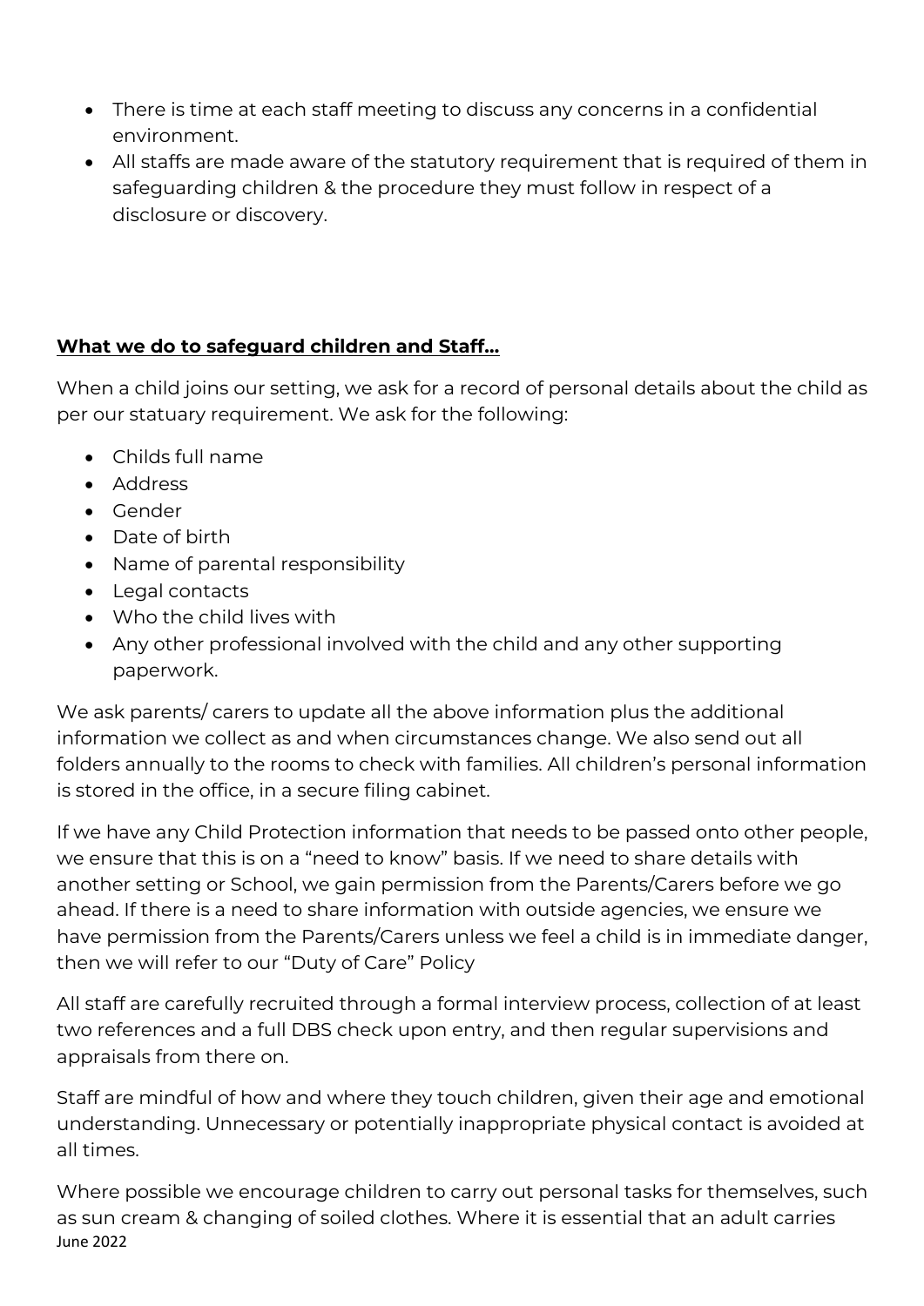- There is time at each staff meeting to discuss any concerns in a confidential environment.
- All staffs are made aware of the statutory requirement that is required of them in safeguarding children & the procedure they must follow in respect of a disclosure or discovery.

**What we do to safeguard children and Staff…**

When a child joins our setting, we ask for a record of personal details about the child as per our statuary requirement. We ask for the following:

- Childs full name
- Address
- Gender
- Date of birth
- Name of parental responsibility
- Legal contacts
- Who the child lives with
- Any other professional involved with the child and any other supporting paperwork.

We ask parents/ carers to update all the above information plus the additional information we collect as and when circumstances change. We also send out all folders annually to the rooms to check with families. All children's personal information is stored in the office, in a secure filing cabinet.

If we have any Child Protection information that needs to be passed onto other people, we ensure that this is on a "need to know" basis. If we need to share details with another setting or School, we gain permission from the Parents/Carers before we go ahead. If there is a need to share information with outside agencies, we ensure we have permission from the Parents/Carers unless we feel a child is in immediate danger, then we will refer to our "Duty of Care" Policy

All staff are carefully recruited through a formal interview process, collection of at least two references and a full DBS check upon entry, and then regular supervisions and appraisals from there on.

Staff are mindful of how and where they touch children, given their age and emotional understanding. Unnecessary or potentially inappropriate physical contact is avoided at all times.

Where possible we encourage children to carry out personal tasks for themselves, such as sun cream & changing of soiled clothes. Where it is essential that an adult carries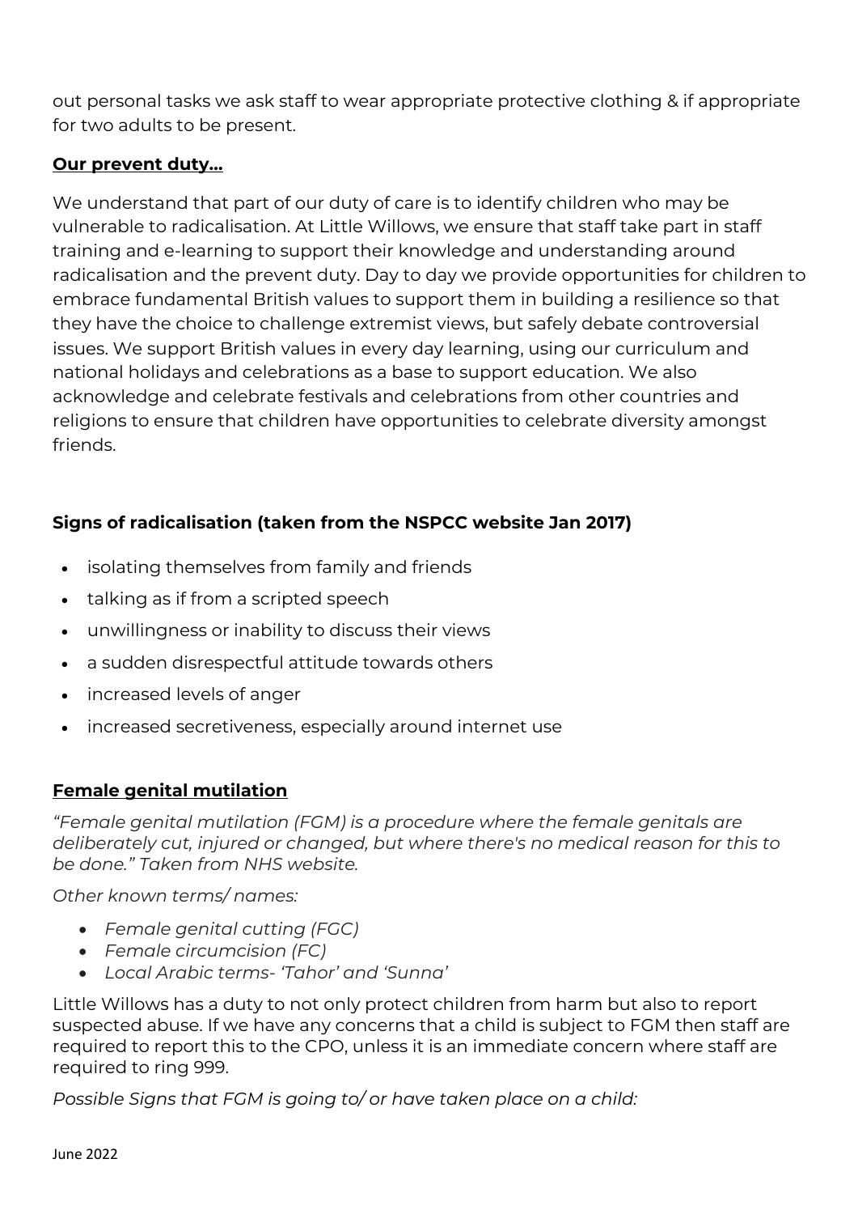out personal tasks we ask staff to wear appropriate protective clothing & if appropriate for two adults to be present.

**Our prevent duty…**

We understand that part of our duty of care is to identify children who may be vulnerable to radicalisation. At Little Willows, we ensure that staff take part in staff training and e-learning to support their knowledge and understanding around radicalisation and the prevent duty. Day to day we provide opportunities for children to embrace fundamental British values to support them in building a resilience so that they have the choice to challenge extremist views, but safely debate controversial issues. We support British values in every day learning, using our curriculum and national holidays and celebrations as a base to support education. We also acknowledge and celebrate festivals and celebrations from other countries and religions to ensure that children have opportunities to celebrate diversity amongst friends.

**Signs of radicalisation (taken from the NSPCC website Jan 2017)**

- isolating themselves from family and friends
- talking as if from a scripted speech
- unwillingness or inability to discuss their views
- a sudden disrespectful attitude towards others
- increased levels of anger
- increased secretiveness, especially around internet use

**Female genital mutilation**

*"Female genital mutilation (FGM) is a procedure where the female genitals are deliberately cut, injured or changed, but where there's no medical reason for this to be done." Taken from NHS website.*

*Other known terms/ names:*

- *Female genital cutting (FGC)*
- *Female circumcision (FC)*
- *Local Arabic terms- 'Tahor' and 'Sunna'*

Little Willows has a duty to not only protect children from harm but also to report suspected abuse. If we have any concerns that a child is subject to FGM then staff are required to report this to the CPO, unless it is an immediate concern where staff are required to ring 999.

*Possible Signs that FGM is going to/ or have taken place on a child:*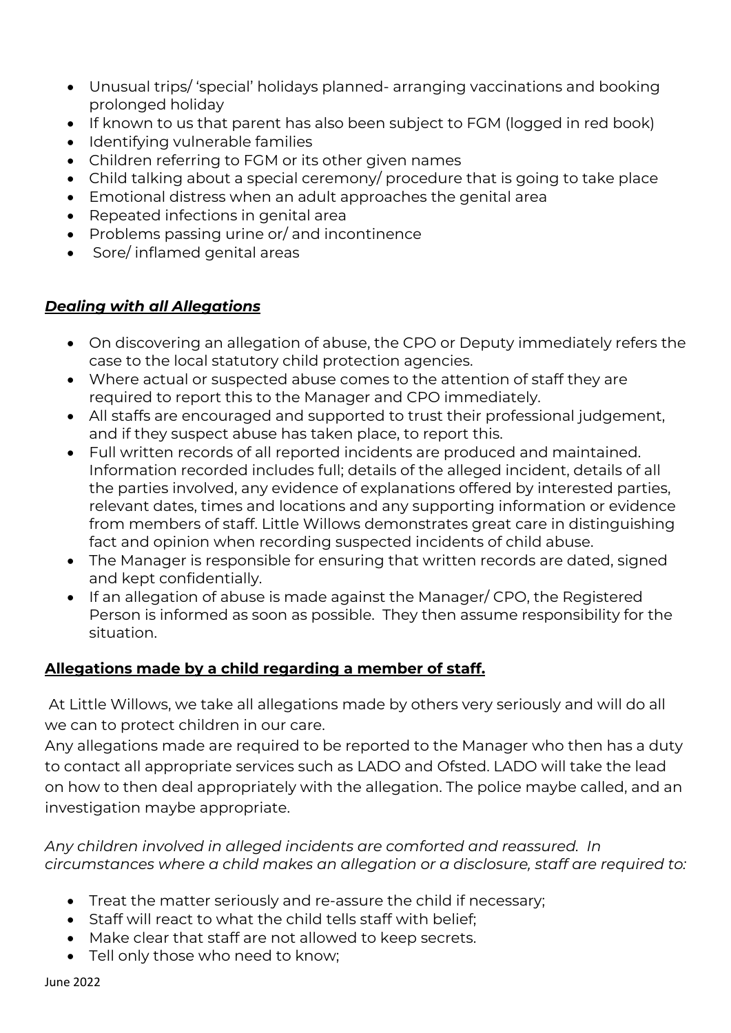- Unusual trips/ 'special' holidays planned- arranging vaccinations and booking prolonged holiday
- If known to us that parent has also been subject to FGM (logged in red book)
- Identifying vulnerable families
- Children referring to FGM or its other given names
- Child talking about a special ceremony/ procedure that is going to take place
- Emotional distress when an adult approaches the genital area
- Repeated infections in genital area
- Problems passing urine or/ and incontinence
- Sore/ inflamed genital areas

***Dealing with all Allegations***

- On discovering an allegation of abuse, the CPO or Deputy immediately refers the case to the local statutory child protection agencies.
- Where actual or suspected abuse comes to the attention of staff they are required to report this to the Manager and CPO immediately.
- All staffs are encouraged and supported to trust their professional judgement, and if they suspect abuse has taken place, to report this.
- Full written records of all reported incidents are produced and maintained. Information recorded includes full; details of the alleged incident, details of all the parties involved, any evidence of explanations offered by interested parties, relevant dates, times and locations and any supporting information or evidence from members of staff. Little Willows demonstrates great care in distinguishing fact and opinion when recording suspected incidents of child abuse.
- The Manager is responsible for ensuring that written records are dated, signed and kept confidentially.
- If an allegation of abuse is made against the Manager/ CPO, the Registered Person is informed as soon as possible. They then assume responsibility for the situation.

**Allegations made by a child regarding a member of staff.**

At Little Willows, we take all allegations made by others very seriously and will do all we can to protect children in our care.
Any allegations made are required to be reported to the Manager who then has a duty to contact all appropriate services such as LADO and Ofsted. LADO will take the lead on how to then deal appropriately with the allegation. The police maybe called, and an investigation maybe appropriate.

*Any children involved in alleged incidents are comforted and reassured. In circumstances where a child makes an allegation or a disclosure, staff are required to:*

- Treat the matter seriously and re-assure the child if necessary;
- Staff will react to what the child tells staff with belief;
- Make clear that staff are not allowed to keep secrets.
- Tell only those who need to know;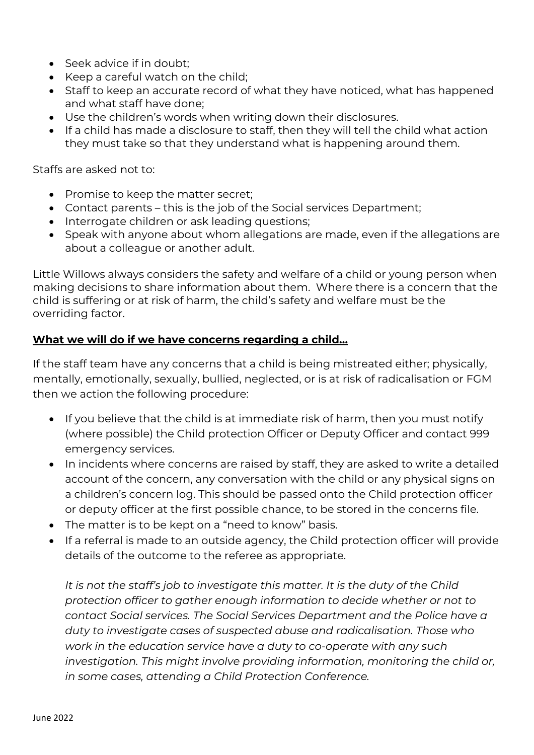- Seek advice if in doubt;
- Keep a careful watch on the child;
- Staff to keep an accurate record of what they have noticed, what has happened and what staff have done;
- Use the children's words when writing down their disclosures.
- If a child has made a disclosure to staff, then they will tell the child what action they must take so that they understand what is happening around them.

Staffs are asked not to:

- Promise to keep the matter secret;
- Contact parents – this is the job of the Social services Department;
- Interrogate children or ask leading questions;
- Speak with anyone about whom allegations are made, even if the allegations are about a colleague or another adult.

Little Willows always considers the safety and welfare of a child or young person when making decisions to share information about them. Where there is a concern that the child is suffering or at risk of harm, the child's safety and welfare must be the overriding factor.

**What we will do if we have concerns regarding a child…**

If the staff team have any concerns that a child is being mistreated either; physically, mentally, emotionally, sexually, bullied, neglected, or is at risk of radicalisation or FGM then we action the following procedure:

- If you believe that the child is at immediate risk of harm, then you must notify (where possible) the Child protection Officer or Deputy Officer and contact 999 emergency services.
- In incidents where concerns are raised by staff, they are asked to write a detailed account of the concern, any conversation with the child or any physical signs on a children's concern log. This should be passed onto the Child protection officer or deputy officer at the first possible chance, to be stored in the concerns file.
- The matter is to be kept on a "need to know" basis.
- If a referral is made to an outside agency, the Child protection officer will provide details of the outcome to the referee as appropriate.

*It is not the staff's job to investigate this matter. It is the duty of the Child protection officer to gather enough information to decide whether or not to contact Social services. The Social Services Department and the Police have a duty to investigate cases of suspected abuse and radicalisation. Those who work in the education service have a duty to co-operate with any such investigation. This might involve providing information, monitoring the child or, in some cases, attending a Child Protection Conference.*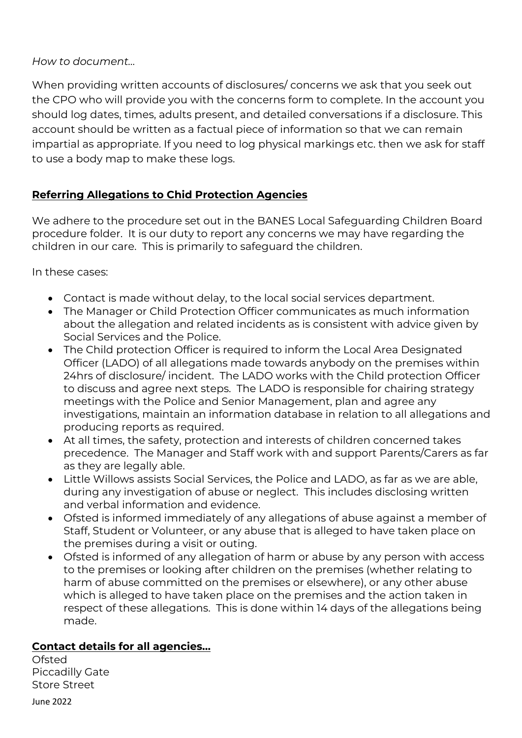*How to document…*

When providing written accounts of disclosures/ concerns we ask that you seek out the CPO who will provide you with the concerns form to complete. In the account you should log dates, times, adults present, and detailed conversations if a disclosure. This account should be written as a factual piece of information so that we can remain impartial as appropriate. If you need to log physical markings etc. then we ask for staff to use a body map to make these logs.

## **Referring Allegations to Chid Protection Agencies**

We adhere to the procedure set out in the BANES Local Safeguarding Children Board procedure folder. It is our duty to report any concerns we may have regarding the children in our care. This is primarily to safeguard the children.

In these cases:

- Contact is made without delay, to the local social services department.
- The Manager or Child Protection Officer communicates as much information about the allegation and related incidents as is consistent with advice given by Social Services and the Police.
- The Child protection Officer is required to inform the Local Area Designated Officer (LADO) of all allegations made towards anybody on the premises within 24hrs of disclosure/ incident. The LADO works with the Child protection Officer to discuss and agree next steps. The LADO is responsible for chairing strategy meetings with the Police and Senior Management, plan and agree any investigations, maintain an information database in relation to all allegations and producing reports as required.
- At all times, the safety, protection and interests of children concerned takes precedence. The Manager and Staff work with and support Parents/Carers as far as they are legally able.
- Little Willows assists Social Services, the Police and LADO, as far as we are able, during any investigation of abuse or neglect. This includes disclosing written and verbal information and evidence.
- Ofsted is informed immediately of any allegations of abuse against a member of Staff, Student or Volunteer, or any abuse that is alleged to have taken place on the premises during a visit or outing.
- Ofsted is informed of any allegation of harm or abuse by any person with access to the premises or looking after children on the premises (whether relating to harm of abuse committed on the premises or elsewhere), or any other abuse which is alleged to have taken place on the premises and the action taken in respect of these allegations. This is done within 14 days of the allegations being made.

## **Contact details for all agencies…**

Ofsted
Piccadilly Gate
Store Street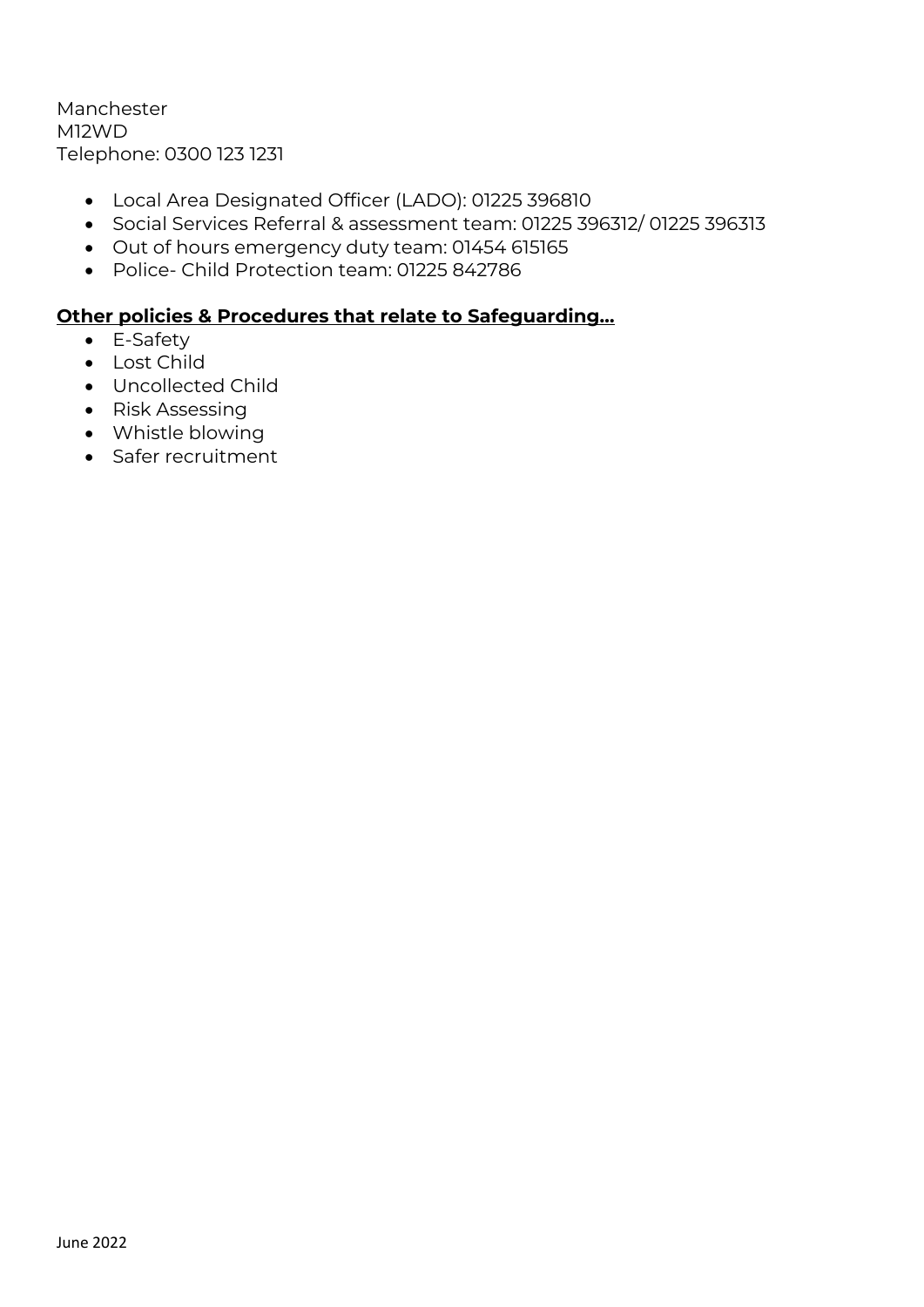Manchester
M12WD
Telephone: 0300 123 1231

- Local Area Designated Officer (LADO): 01225 396810
- Social Services Referral & assessment team: 01225 396312/ 01225 396313
- Out of hours emergency duty team: 01454 615165
- Police- Child Protection team: 01225 842786

**Other policies & Procedures that relate to Safeguarding…**

- E-Safety
- Lost Child
- Uncollected Child
- Risk Assessing
- Whistle blowing
- Safer recruitment

June 2022